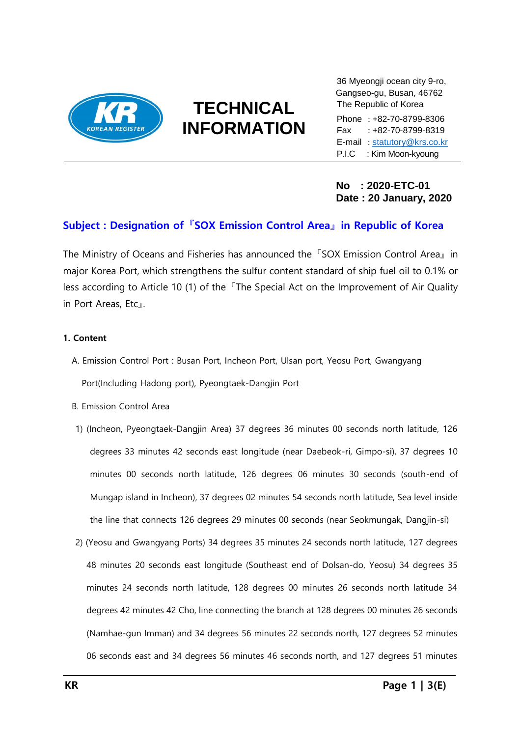KOREAN REGISTER

# TECHNICAL INFORMATION

36 Myeongji ocean city 9-ro,
Gangseo-gu, Busan, 46762
The Republic of Korea

Phone : +82-70-8799-8306
Fax : +82-70-8799-8319
E-mail : statutory@krs.co.kr
P.I.C : Kim Moon-kyoung

**No : 2020-ETC-01**
**Date : 20 January, 2020**

## Subject : Designation of 『SOX Emission Control Area』 in Republic of Korea

The Ministry of Oceans and Fisheries has announced the 『SOX Emission Control Area』 in major Korea Port, which strengthens the sulfur content standard of ship fuel oil to 0.1% or less according to Article 10 (1) of the 『The Special Act on the Improvement of Air Quality in Port Areas, Etc』.

**1. Content**

A. Emission Control Port : Busan Port, Incheon Port, Ulsan port, Yeosu Port, Gwangyang Port(Including Hadong port), Pyeongtaek-Dangjin Port

B. Emission Control Area

1) (Incheon, Pyeongtaek-Dangjin Area) 37 degrees 36 minutes 00 seconds north latitude, 126 degrees 33 minutes 42 seconds east longitude (near Daebeok-ri, Gimpo-si), 37 degrees 10 minutes 00 seconds north latitude, 126 degrees 06 minutes 30 seconds (south-end of Mungap island in Incheon), 37 degrees 02 minutes 54 seconds north latitude, Sea level inside the line that connects 126 degrees 29 minutes 00 seconds (near Seokmungak, Dangjin-si)

2) (Yeosu and Gwangyang Ports) 34 degrees 35 minutes 24 seconds north latitude, 127 degrees 48 minutes 20 seconds east longitude (Southeast end of Dolsan-do, Yeosu) 34 degrees 35 minutes 24 seconds north latitude, 128 degrees 00 minutes 26 seconds north latitude 34 degrees 42 minutes 42 Cho, line connecting the branch at 128 degrees 00 minutes 26 seconds (Namhae-gun Imman) and 34 degrees 56 minutes 22 seconds north, 127 degrees 52 minutes 06 seconds east and 34 degrees 56 minutes 46 seconds north, and 127 degrees 51 minutes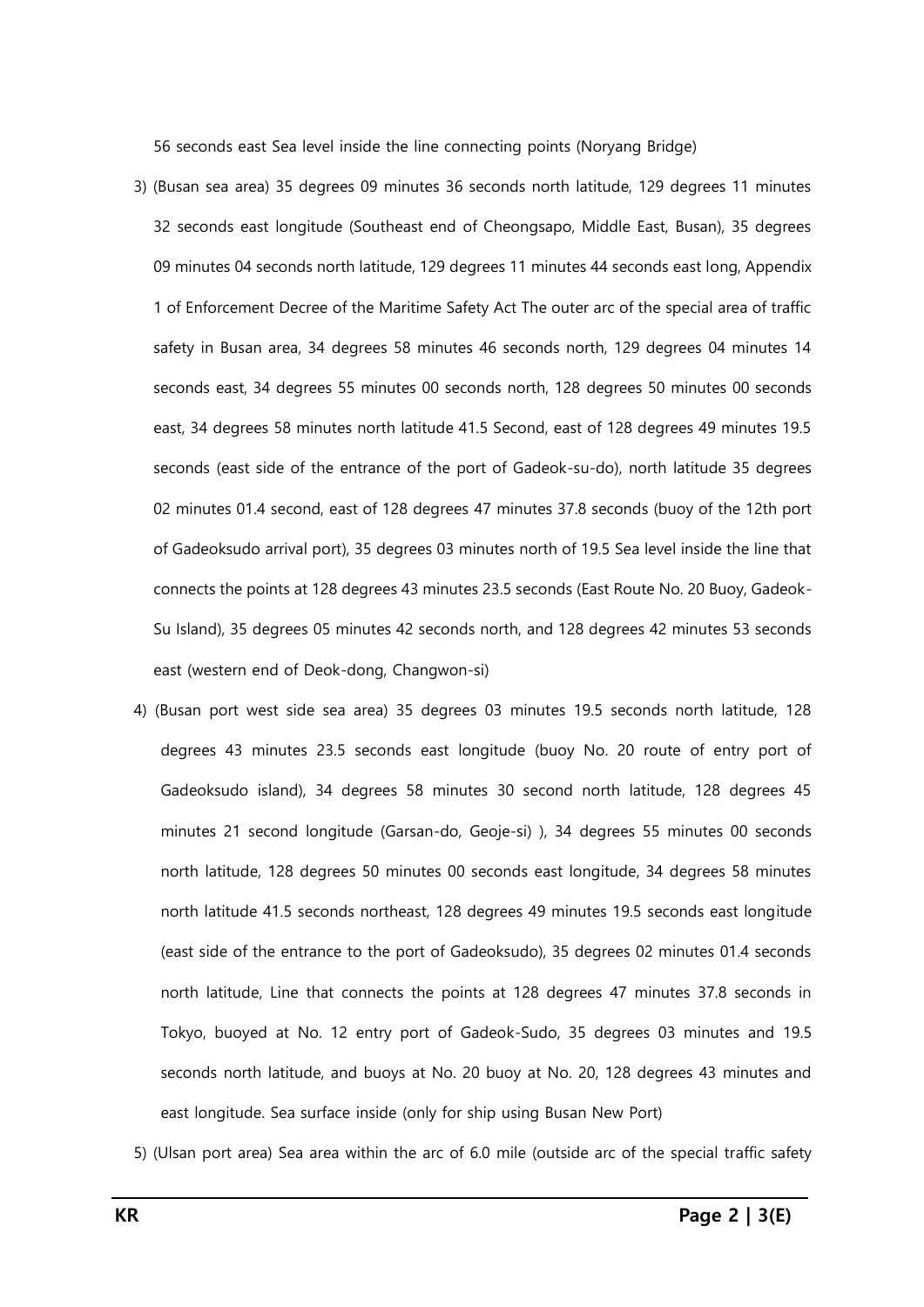56 seconds east Sea level inside the line connecting points (Noryang Bridge)

3) (Busan sea area) 35 degrees 09 minutes 36 seconds north latitude, 129 degrees 11 minutes 32 seconds east longitude (Southeast end of Cheongsapo, Middle East, Busan), 35 degrees 09 minutes 04 seconds north latitude, 129 degrees 11 minutes 44 seconds east long, Appendix 1 of Enforcement Decree of the Maritime Safety Act The outer arc of the special area of traffic safety in Busan area, 34 degrees 58 minutes 46 seconds north, 129 degrees 04 minutes 14 seconds east, 34 degrees 55 minutes 00 seconds north, 128 degrees 50 minutes 00 seconds east, 34 degrees 58 minutes north latitude 41.5 Second, east of 128 degrees 49 minutes 19.5 seconds (east side of the entrance of the port of Gadeok-su-do), north latitude 35 degrees 02 minutes 01.4 second, east of 128 degrees 47 minutes 37.8 seconds (buoy of the 12th port of Gadeoksudo arrival port), 35 degrees 03 minutes north of 19.5 Sea level inside the line that connects the points at 128 degrees 43 minutes 23.5 seconds (East Route No. 20 Buoy, Gadeok-Su Island), 35 degrees 05 minutes 42 seconds north, and 128 degrees 42 minutes 53 seconds east (western end of Deok-dong, Changwon-si)

4) (Busan port west side sea area) 35 degrees 03 minutes 19.5 seconds north latitude, 128 degrees 43 minutes 23.5 seconds east longitude (buoy No. 20 route of entry port of Gadeoksudo island), 34 degrees 58 minutes 30 second north latitude, 128 degrees 45 minutes 21 second longitude (Garsan-do, Geoje-si) ), 34 degrees 55 minutes 00 seconds north latitude, 128 degrees 50 minutes 00 seconds east longitude, 34 degrees 58 minutes north latitude 41.5 seconds northeast, 128 degrees 49 minutes 19.5 seconds east longitude (east side of the entrance to the port of Gadeoksudo), 35 degrees 02 minutes 01.4 seconds north latitude, Line that connects the points at 128 degrees 47 minutes 37.8 seconds in Tokyo, buoyed at No. 12 entry port of Gadeok-Sudo, 35 degrees 03 minutes and 19.5 seconds north latitude, and buoys at No. 20 buoy at No. 20, 128 degrees 43 minutes and east longitude. Sea surface inside (only for ship using Busan New Port)

5) (Ulsan port area) Sea area within the arc of 6.0 mile (outside arc of the special traffic safety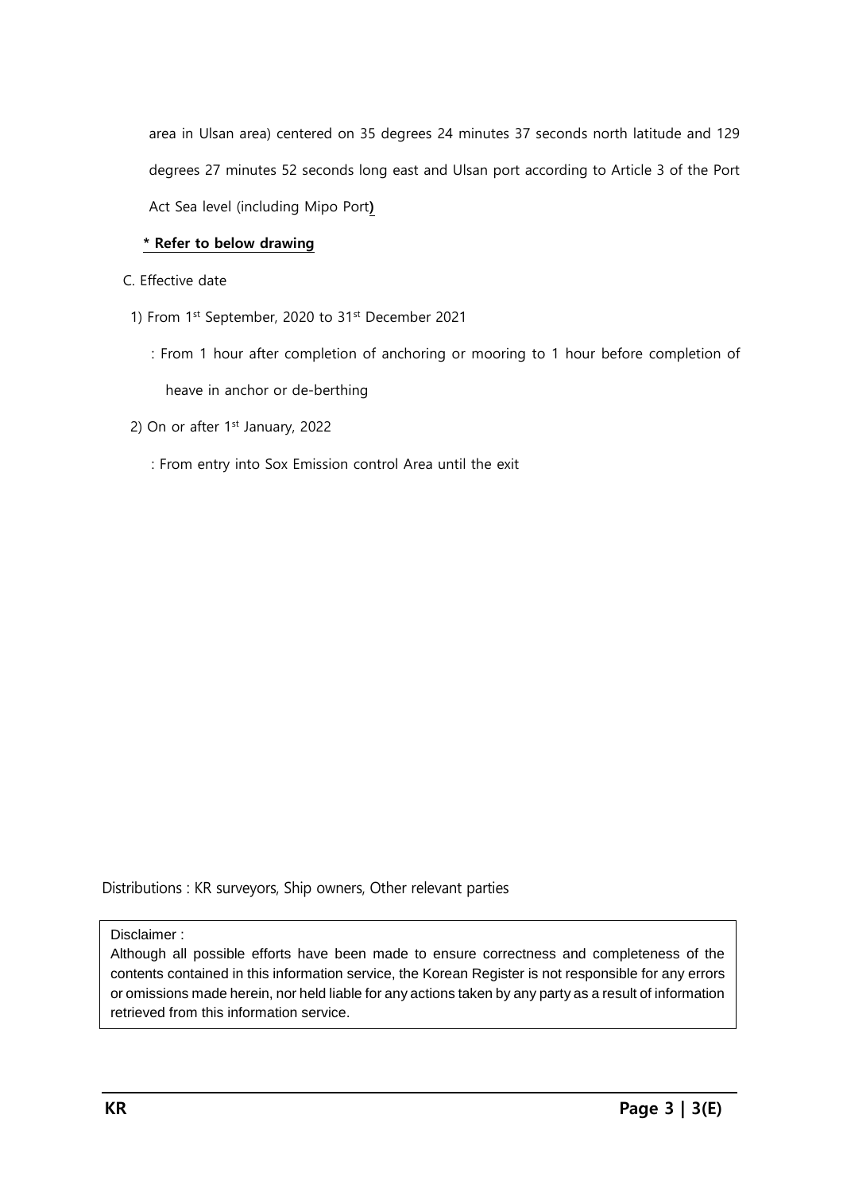area in Ulsan area) centered on 35 degrees 24 minutes 37 seconds north latitude and 129 degrees 27 minutes 52 seconds long east and Ulsan port according to Article 3 of the Port Act Sea level (including Mipo Port**)**

**\* Refer to below drawing**

C. Effective date

1) From 1st September, 2020 to 31st December 2021

: From 1 hour after completion of anchoring or mooring to 1 hour before completion of heave in anchor or de-berthing

2) On or after 1st January, 2022

: From entry into Sox Emission control Area until the exit

Distributions : KR surveyors, Ship owners, Other relevant parties

Disclaimer :
Although all possible efforts have been made to ensure correctness and completeness of the contents contained in this information service, the Korean Register is not responsible for any errors or omissions made herein, nor held liable for any actions taken by any party as a result of information retrieved from this information service.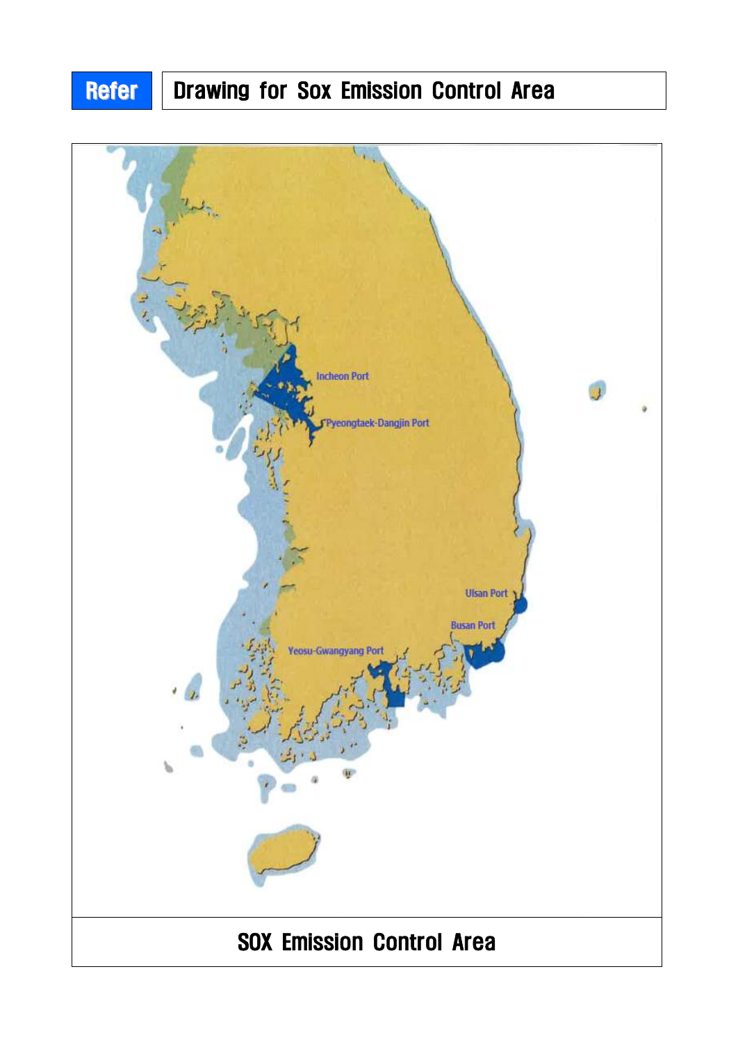**Refer** | Drawing for Sox Emission Control Area

Incheon Port

Pyeongtaek-Dangjin Port

Ulsan Port

Busan Port

Yeosu-Gwangyang Port

SOX Emission Control Area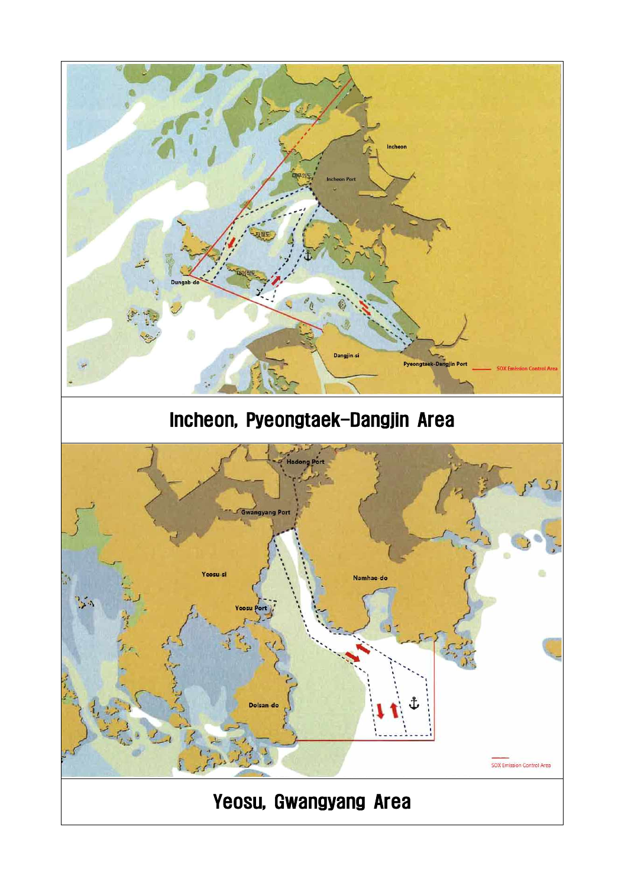# Incheon, Pyeongtaek-Dangjin Area

# Yeosu, Gwangyang Area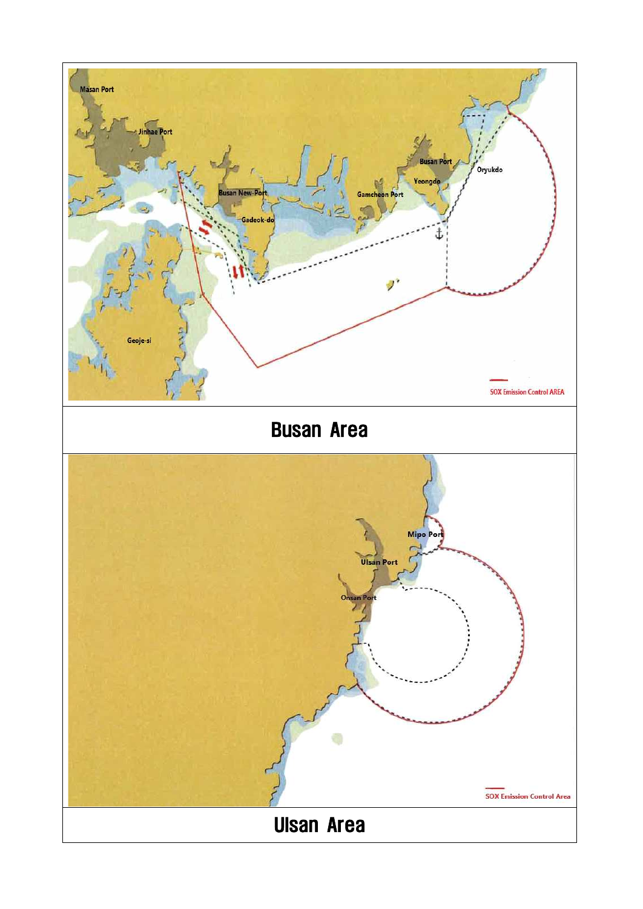Masan Port

Jinhae Port

Busan New-Port

Gadeok-do

Busan Port

Yeongdo

Gamcheon Port

Oryukdo

Geoje-si

SOX Emission Control AREA

## Busan Area

Mipo Port

Ulsan Port

Onsan Port

SOX Emission Control Area

## Ulsan Area